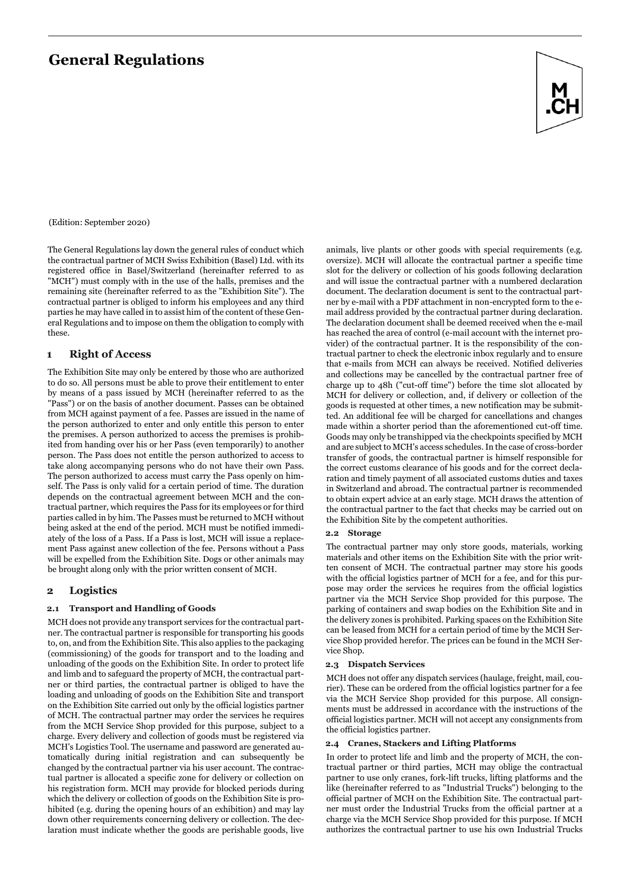# General Regulations

(Edition: September 2020)

The General Regulations lay down the general rules of conduct which the contractual partner of MCH Swiss Exhibition (Basel) Ltd. with its registered office in Basel/Switzerland (hereinafter referred to as "MCH") must comply with in the use of the halls, premises and the remaining site (hereinafter referred to as the "Exhibition Site"). The contractual partner is obliged to inform his employees and any third parties he may have called in to assist him of the content of these General Regulations and to impose on them the obligation to comply with these.

## 1 Right of Access

The Exhibition Site may only be entered by those who are authorized to do so. All persons must be able to prove their entitlement to enter by means of a pass issued by MCH (hereinafter referred to as the "Pass") or on the basis of another document. Passes can be obtained from MCH against payment of a fee. Passes are issued in the name of the person authorized to enter and only entitle this person to enter the premises. A person authorized to access the premises is prohibited from handing over his or her Pass (even temporarily) to another person. The Pass does not entitle the person authorized to access to take along accompanying persons who do not have their own Pass. The person authorized to access must carry the Pass openly on himself. The Pass is only valid for a certain period of time. The duration depends on the contractual agreement between MCH and the contractual partner, which requires the Pass for its employees or for third parties called in by him. The Passes must be returned to MCH without being asked at the end of the period. MCH must be notified immediately of the loss of a Pass. If a Pass is lost, MCH will issue a replacement Pass against anew collection of the fee. Persons without a Pass will be expelled from the Exhibition Site. Dogs or other animals may be brought along only with the prior written consent of MCH.

## 2 Logistics

### 2.1 Transport and Handling of Goods

MCH does not provide any transport services for the contractual partner. The contractual partner is responsible for transporting his goods to, on, and from the Exhibition Site. This also applies to the packaging (commissioning) of the goods for transport and to the loading and unloading of the goods on the Exhibition Site. In order to protect life and limb and to safeguard the property of MCH, the contractual partner or third parties, the contractual partner is obliged to have the loading and unloading of goods on the Exhibition Site and transport on the Exhibition Site carried out only by the official logistics partner of MCH. The contractual partner may order the services he requires from the MCH Service Shop provided for this purpose, subject to a charge. Every delivery and collection of goods must be registered via MCH's Logistics Tool. The username and password are generated automatically during initial registration and can subsequently be changed by the contractual partner via his user account. The contractual partner is allocated a specific zone for delivery or collection on his registration form. MCH may provide for blocked periods during which the delivery or collection of goods on the Exhibition Site is prohibited (e.g. during the opening hours of an exhibition) and may lay down other requirements concerning delivery or collection. The declaration must indicate whether the goods are perishable goods, live animals, live plants or other goods with special requirements (e.g. oversize). MCH will allocate the contractual partner a specific time slot for the delivery or collection of his goods following declaration and will issue the contractual partner with a numbered declaration document. The declaration document is sent to the contractual partner by e-mail with a PDF attachment in non-encrypted form to the e-mail address provided by the contractual partner during declaration. The declaration document shall be deemed received when the e-mail has reached the area of control (e-mail account with the internet provider) of the contractual partner. It is the responsibility of the contractual partner to check the electronic inbox regularly and to ensure that e-mails from MCH can always be received. Notified deliveries and collections may be cancelled by the contractual partner free of charge up to 48h ("cut-off time") before the time slot allocated by MCH for delivery or collection, and, if delivery or collection of the goods is requested at other times, a new notification may be submitted. An additional fee will be charged for cancellations and changes made within a shorter period than the aforementioned cut-off time. Goods may only be transhipped via the checkpoints specified by MCH and are subject to MCH's access schedules. In the case of cross-border transfer of goods, the contractual partner is himself responsible for the correct customs clearance of his goods and for the correct declaration and timely payment of all associated customs duties and taxes in Switzerland and abroad. The contractual partner is recommended to obtain expert advice at an early stage. MCH draws the attention of the contractual partner to the fact that checks may be carried out on the Exhibition Site by the competent authorities.

### 2.2 Storage

The contractual partner may only store goods, materials, working materials and other items on the Exhibition Site with the prior written consent of MCH. The contractual partner may store his goods with the official logistics partner of MCH for a fee, and for this purpose may order the services he requires from the official logistics partner via the MCH Service Shop provided for this purpose. The parking of containers and swap bodies on the Exhibition Site and in the delivery zones is prohibited. Parking spaces on the Exhibition Site can be leased from MCH for a certain period of time by the MCH Service Shop provided herefor. The prices can be found in the MCH Service Shop.

### 2.3 Dispatch Services

MCH does not offer any dispatch services (haulage, freight, mail, courier). These can be ordered from the official logistics partner for a fee via the MCH Service Shop provided for this purpose. All consignments must be addressed in accordance with the instructions of the official logistics partner. MCH will not accept any consignments from the official logistics partner.

### 2.4 Cranes, Stackers and Lifting Platforms

In order to protect life and limb and the property of MCH, the contractual partner or third parties, MCH may oblige the contractual partner to use only cranes, fork-lift trucks, lifting platforms and the like (hereinafter referred to as "Industrial Trucks") belonging to the official partner of MCH on the Exhibition Site. The contractual partner must order the Industrial Trucks from the official partner at a charge via the MCH Service Shop provided for this purpose. If MCH authorizes the contractual partner to use his own Industrial Trucks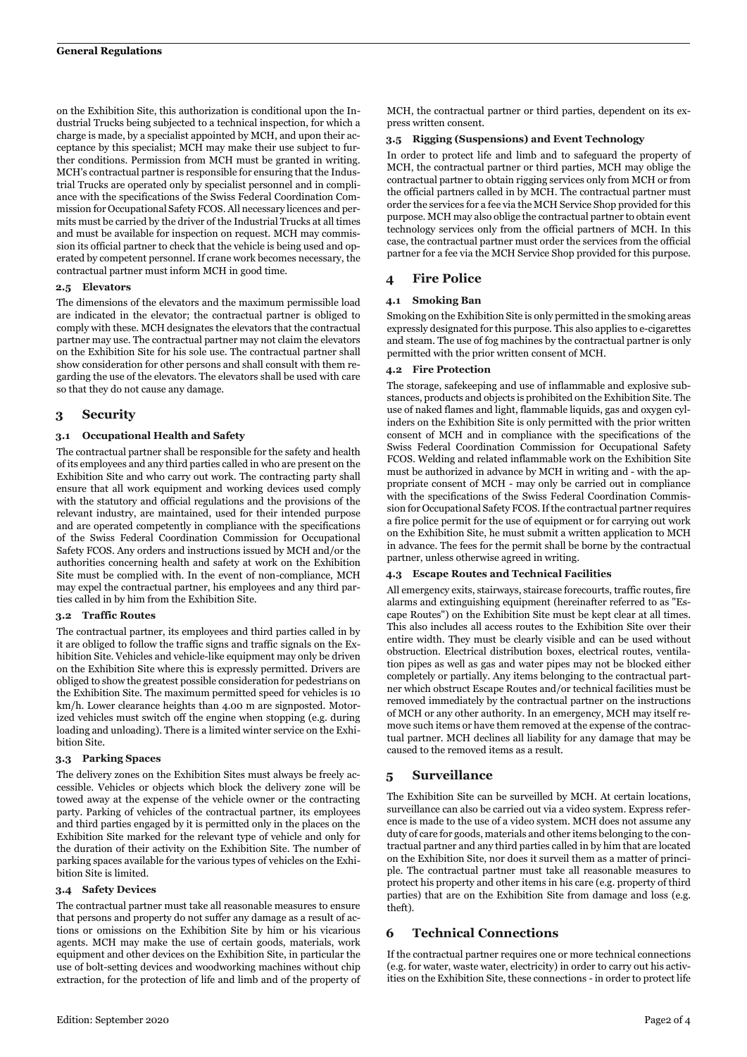on the Exhibition Site, this authorization is conditional upon the Industrial Trucks being subjected to a technical inspection, for which a charge is made, by a specialist appointed by MCH, and upon their acceptance by this specialist; MCH may make their use subject to further conditions. Permission from MCH must be granted in writing. MCH's contractual partner is responsible for ensuring that the Industrial Trucks are operated only by specialist personnel and in compliance with the specifications of the Swiss Federal Coordination Commission for Occupational Safety FCOS. All necessary licences and permits must be carried by the driver of the Industrial Trucks at all times and must be available for inspection on request. MCH may commission its official partner to check that the vehicle is being used and operated by competent personnel. If crane work becomes necessary, the contractual partner must inform MCH in good time.

### 2.5 Elevators

The dimensions of the elevators and the maximum permissible load are indicated in the elevator; the contractual partner is obliged to comply with these. MCH designates the elevators that the contractual partner may use. The contractual partner may not claim the elevators on the Exhibition Site for his sole use. The contractual partner shall show consideration for other persons and shall consult with them regarding the use of the elevators. The elevators shall be used with care so that they do not cause any damage.

## 3 Security

### 3.1 Occupational Health and Safety

The contractual partner shall be responsible for the safety and health of its employees and any third parties called in who are present on the Exhibition Site and who carry out work. The contracting party shall ensure that all work equipment and working devices used comply with the statutory and official regulations and the provisions of the relevant industry, are maintained, used for their intended purpose and are operated competently in compliance with the specifications of the Swiss Federal Coordination Commission for Occupational Safety FCOS. Any orders and instructions issued by MCH and/or the authorities concerning health and safety at work on the Exhibition Site must be complied with. In the event of non-compliance, MCH may expel the contractual partner, his employees and any third parties called in by him from the Exhibition Site.

### 3.2 Traffic Routes

The contractual partner, its employees and third parties called in by it are obliged to follow the traffic signs and traffic signals on the Exhibition Site. Vehicles and vehicle-like equipment may only be driven on the Exhibition Site where this is expressly permitted. Drivers are obliged to show the greatest possible consideration for pedestrians on the Exhibition Site. The maximum permitted speed for vehicles is 10 km/h. Lower clearance heights than 4.00 m are signposted. Motorized vehicles must switch off the engine when stopping (e.g. during loading and unloading). There is a limited winter service on the Exhibition Site.

### 3.3 Parking Spaces

The delivery zones on the Exhibition Sites must always be freely accessible. Vehicles or objects which block the delivery zone will be towed away at the expense of the vehicle owner or the contracting party. Parking of vehicles of the contractual partner, its employees and third parties engaged by it is permitted only in the places on the Exhibition Site marked for the relevant type of vehicle and only for the duration of their activity on the Exhibition Site. The number of parking spaces available for the various types of vehicles on the Exhibition Site is limited.

### 3.4 Safety Devices

The contractual partner must take all reasonable measures to ensure that persons and property do not suffer any damage as a result of actions or omissions on the Exhibition Site by him or his vicarious agents. MCH may make the use of certain goods, materials, work equipment and other devices on the Exhibition Site, in particular the use of bolt-setting devices and woodworking machines without chip extraction, for the protection of life and limb and of the property of MCH, the contractual partner or third parties, dependent on its express written consent.

### 3.5 Rigging (Suspensions) and Event Technology

In order to protect life and limb and to safeguard the property of MCH, the contractual partner or third parties, MCH may oblige the contractual partner to obtain rigging services only from MCH or from the official partners called in by MCH. The contractual partner must order the services for a fee via the MCH Service Shop provided for this purpose. MCH may also oblige the contractual partner to obtain event technology services only from the official partners of MCH. In this case, the contractual partner must order the services from the official partner for a fee via the MCH Service Shop provided for this purpose.

## 4 Fire Police

### 4.1 Smoking Ban

Smoking on the Exhibition Site is only permitted in the smoking areas expressly designated for this purpose. This also applies to e-cigarettes and steam. The use of fog machines by the contractual partner is only permitted with the prior written consent of MCH.

### 4.2 Fire Protection

The storage, safekeeping and use of inflammable and explosive substances, products and objects is prohibited on the Exhibition Site. The use of naked flames and light, flammable liquids, gas and oxygen cylinders on the Exhibition Site is only permitted with the prior written consent of MCH and in compliance with the specifications of the Swiss Federal Coordination Commission for Occupational Safety FCOS. Welding and related inflammable work on the Exhibition Site must be authorized in advance by MCH in writing and - with the appropriate consent of MCH - may only be carried out in compliance with the specifications of the Swiss Federal Coordination Commission for Occupational Safety FCOS. If the contractual partner requires a fire police permit for the use of equipment or for carrying out work on the Exhibition Site, he must submit a written application to MCH in advance. The fees for the permit shall be borne by the contractual partner, unless otherwise agreed in writing.

### 4.3 Escape Routes and Technical Facilities

All emergency exits, stairways, staircase forecourts, traffic routes, fire alarms and extinguishing equipment (hereinafter referred to as "Escape Routes") on the Exhibition Site must be kept clear at all times. This also includes all access routes to the Exhibition Site over their entire width. They must be clearly visible and can be used without obstruction. Electrical distribution boxes, electrical routes, ventilation pipes as well as gas and water pipes may not be blocked either completely or partially. Any items belonging to the contractual partner which obstruct Escape Routes and/or technical facilities must be removed immediately by the contractual partner on the instructions of MCH or any other authority. In an emergency, MCH may itself remove such items or have them removed at the expense of the contractual partner. MCH declines all liability for any damage that may be caused to the removed items as a result.

## 5 Surveillance

The Exhibition Site can be surveilled by MCH. At certain locations, surveillance can also be carried out via a video system. Express reference is made to the use of a video system. MCH does not assume any duty of care for goods, materials and other items belonging to the contractual partner and any third parties called in by him that are located on the Exhibition Site, nor does it surveil them as a matter of principle. The contractual partner must take all reasonable measures to protect his property and other items in his care (e.g. property of third parties) that are on the Exhibition Site from damage and loss (e.g. theft).

## 6 Technical Connections

If the contractual partner requires one or more technical connections (e.g. for water, waste water, electricity) in order to carry out his activities on the Exhibition Site, these connections - in order to protect life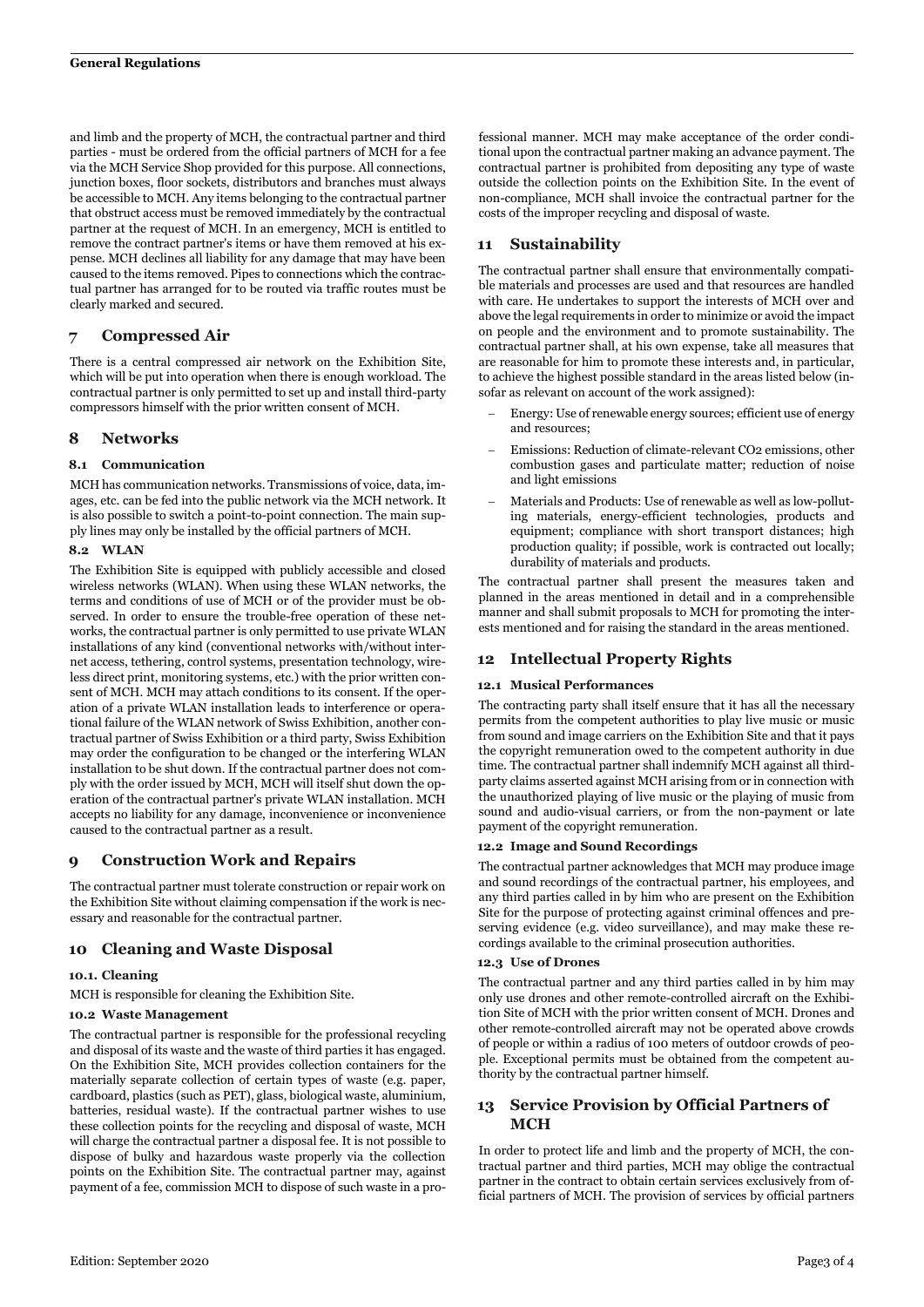and limb and the property of MCH, the contractual partner and third parties - must be ordered from the official partners of MCH for a fee via the MCH Service Shop provided for this purpose. All connections, junction boxes, floor sockets, distributors and branches must always be accessible to MCH. Any items belonging to the contractual partner that obstruct access must be removed immediately by the contractual partner at the request of MCH. In an emergency, MCH is entitled to remove the contract partner's items or have them removed at his expense. MCH declines all liability for any damage that may have been caused to the items removed. Pipes to connections which the contractual partner has arranged for to be routed via traffic routes must be clearly marked and secured.

## 7 Compressed Air

There is a central compressed air network on the Exhibition Site, which will be put into operation when there is enough workload. The contractual partner is only permitted to set up and install third-party compressors himself with the prior written consent of MCH.

## 8 Networks

### 8.1 Communication

MCH has communication networks. Transmissions of voice, data, images, etc. can be fed into the public network via the MCH network. It is also possible to switch a point-to-point connection. The main supply lines may only be installed by the official partners of MCH.

### 8.2 WLAN

The Exhibition Site is equipped with publicly accessible and closed wireless networks (WLAN). When using these WLAN networks, the terms and conditions of use of MCH or of the provider must be observed. In order to ensure the trouble-free operation of these networks, the contractual partner is only permitted to use private WLAN installations of any kind (conventional networks with/without internet access, tethering, control systems, presentation technology, wireless direct print, monitoring systems, etc.) with the prior written consent of MCH. MCH may attach conditions to its consent. If the operation of a private WLAN installation leads to interference or operational failure of the WLAN network of Swiss Exhibition, another contractual partner of Swiss Exhibition or a third party, Swiss Exhibition may order the configuration to be changed or the interfering WLAN installation to be shut down. If the contractual partner does not comply with the order issued by MCH, MCH will itself shut down the operation of the contractual partner's private WLAN installation. MCH accepts no liability for any damage, inconvenience or inconvenience caused to the contractual partner as a result.

## 9 Construction Work and Repairs

The contractual partner must tolerate construction or repair work on the Exhibition Site without claiming compensation if the work is necessary and reasonable for the contractual partner.

## 10 Cleaning and Waste Disposal

### 10.1. Cleaning

MCH is responsible for cleaning the Exhibition Site.

### 10.2 Waste Management

The contractual partner is responsible for the professional recycling and disposal of its waste and the waste of third parties it has engaged. On the Exhibition Site, MCH provides collection containers for the materially separate collection of certain types of waste (e.g. paper, cardboard, plastics (such as PET), glass, biological waste, aluminium, batteries, residual waste). If the contractual partner wishes to use these collection points for the recycling and disposal of waste, MCH will charge the contractual partner a disposal fee. It is not possible to dispose of bulky and hazardous waste properly via the collection points on the Exhibition Site. The contractual partner may, against payment of a fee, commission MCH to dispose of such waste in a professional manner. MCH may make acceptance of the order conditional upon the contractual partner making an advance payment. The contractual partner is prohibited from depositing any type of waste outside the collection points on the Exhibition Site. In the event of non-compliance, MCH shall invoice the contractual partner for the costs of the improper recycling and disposal of waste.

## 11 Sustainability

The contractual partner shall ensure that environmentally compatible materials and processes are used and that resources are handled with care. He undertakes to support the interests of MCH over and above the legal requirements in order to minimize or avoid the impact on people and the environment and to promote sustainability. The contractual partner shall, at his own expense, take all measures that are reasonable for him to promote these interests and, in particular, to achieve the highest possible standard in the areas listed below (insofar as relevant on account of the work assigned):

- Energy: Use of renewable energy sources; efficient use of energy and resources;
- Emissions: Reduction of climate-relevant $CO_2$ emissions, other combustion gases and particulate matter; reduction of noise and light emissions
- Materials and Products: Use of renewable as well as low-polluting materials, energy-efficient technologies, products and equipment; compliance with short transport distances; high production quality; if possible, work is contracted out locally; durability of materials and products.

The contractual partner shall present the measures taken and planned in the areas mentioned in detail and in a comprehensible manner and shall submit proposals to MCH for promoting the interests mentioned and for raising the standard in the areas mentioned.

## 12 Intellectual Property Rights

### 12.1 Musical Performances

The contracting party shall itself ensure that it has all the necessary permits from the competent authorities to play live music or music from sound and image carriers on the Exhibition Site and that it pays the copyright remuneration owed to the competent authority in due time. The contractual partner shall indemnify MCH against all third-party claims asserted against MCH arising from or in connection with the unauthorized playing of live music or the playing of music from sound and audio-visual carriers, or from the non-payment or late payment of the copyright remuneration.

### 12.2 Image and Sound Recordings

The contractual partner acknowledges that MCH may produce image and sound recordings of the contractual partner, his employees, and any third parties called in by him who are present on the Exhibition Site for the purpose of protecting against criminal offences and preserving evidence (e.g. video surveillance), and may make these recordings available to the criminal prosecution authorities.

### 12.3 Use of Drones

The contractual partner and any third parties called in by him may only use drones and other remote-controlled aircraft on the Exhibition Site of MCH with the prior written consent of MCH. Drones and other remote-controlled aircraft may not be operated above crowds of people or within a radius of 100 meters of outdoor crowds of people. Exceptional permits must be obtained from the competent authority by the contractual partner himself.

## 13 Service Provision by Official Partners of MCH

In order to protect life and limb and the property of MCH, the contractual partner and third parties, MCH may oblige the contractual partner in the contract to obtain certain services exclusively from official partners of MCH. The provision of services by official partners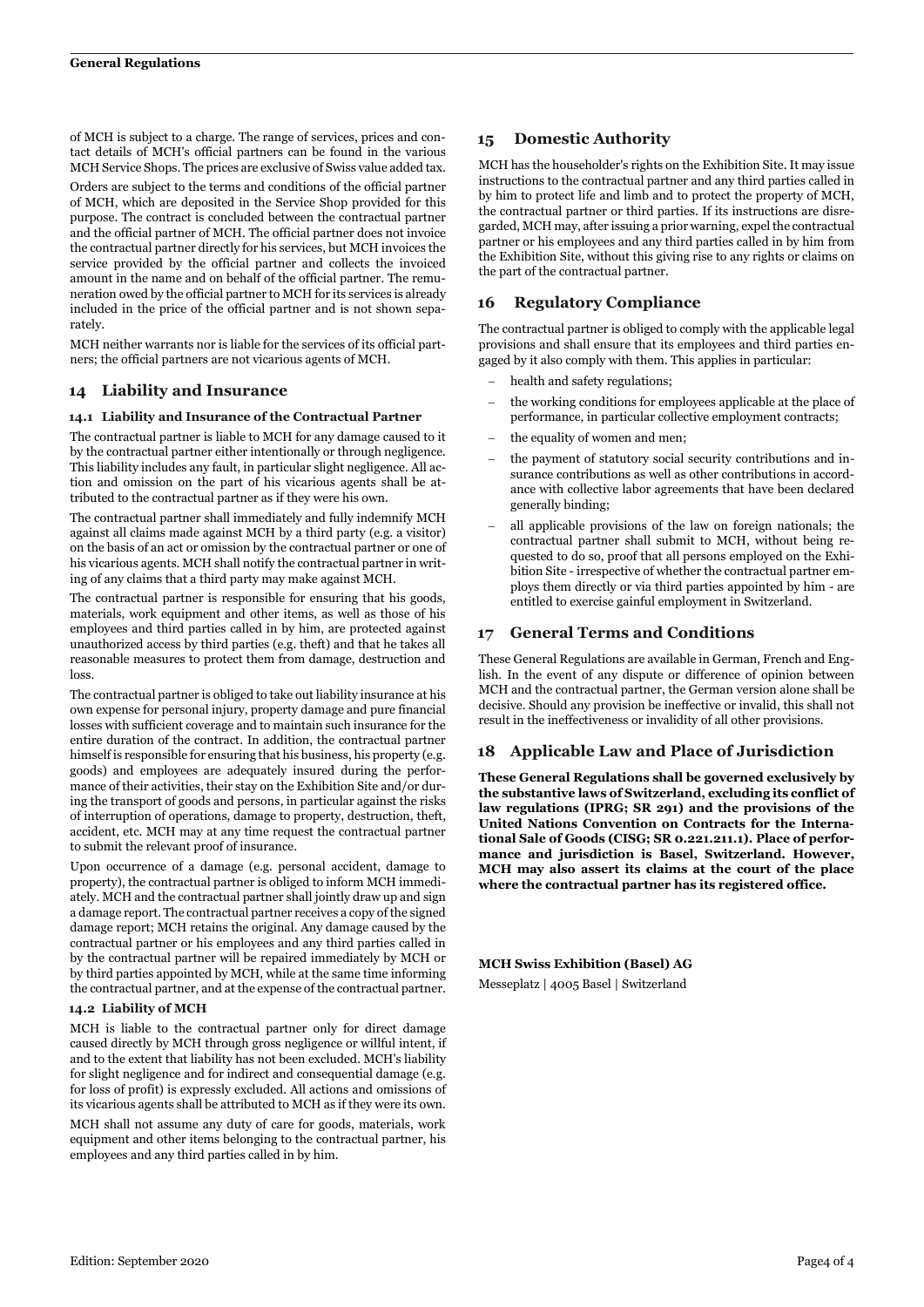of MCH is subject to a charge. The range of services, prices and contact details of MCH's official partners can be found in the various MCH Service Shops. The prices are exclusive of Swiss value added tax.

Orders are subject to the terms and conditions of the official partner of MCH, which are deposited in the Service Shop provided for this purpose. The contract is concluded between the contractual partner and the official partner of MCH. The official partner does not invoice the contractual partner directly for his services, but MCH invoices the service provided by the official partner and collects the invoiced amount in the name and on behalf of the official partner. The remuneration owed by the official partner to MCH for its services is already included in the price of the official partner and is not shown separately.

MCH neither warrants nor is liable for the services of its official partners; the official partners are not vicarious agents of MCH.

## 14 Liability and Insurance

### 14.1 Liability and Insurance of the Contractual Partner

The contractual partner is liable to MCH for any damage caused to it by the contractual partner either intentionally or through negligence. This liability includes any fault, in particular slight negligence. All action and omission on the part of his vicarious agents shall be attributed to the contractual partner as if they were his own.

The contractual partner shall immediately and fully indemnify MCH against all claims made against MCH by a third party (e.g. a visitor) on the basis of an act or omission by the contractual partner or one of his vicarious agents. MCH shall notify the contractual partner in writing of any claims that a third party may make against MCH.

The contractual partner is responsible for ensuring that his goods, materials, work equipment and other items, as well as those of his employees and third parties called in by him, are protected against unauthorized access by third parties (e.g. theft) and that he takes all reasonable measures to protect them from damage, destruction and loss.

The contractual partner is obliged to take out liability insurance at his own expense for personal injury, property damage and pure financial losses with sufficient coverage and to maintain such insurance for the entire duration of the contract. In addition, the contractual partner himself is responsible for ensuring that his business, his property (e.g. goods) and employees are adequately insured during the performance of their activities, their stay on the Exhibition Site and/or during the transport of goods and persons, in particular against the risks of interruption of operations, damage to property, destruction, theft, accident, etc. MCH may at any time request the contractual partner to submit the relevant proof of insurance.

Upon occurrence of a damage (e.g. personal accident, damage to property), the contractual partner is obliged to inform MCH immediately. MCH and the contractual partner shall jointly draw up and sign a damage report. The contractual partner receives a copy of the signed damage report; MCH retains the original. Any damage caused by the contractual partner or his employees and any third parties called in by the contractual partner will be repaired immediately by MCH or by third parties appointed by MCH, while at the same time informing the contractual partner, and at the expense of the contractual partner.

### 14.2 Liability of MCH

MCH is liable to the contractual partner only for direct damage caused directly by MCH through gross negligence or willful intent, if and to the extent that liability has not been excluded. MCH's liability for slight negligence and for indirect and consequential damage (e.g. for loss of profit) is expressly excluded. All actions and omissions of its vicarious agents shall be attributed to MCH as if they were its own.

MCH shall not assume any duty of care for goods, materials, work equipment and other items belonging to the contractual partner, his employees and any third parties called in by him.

## 15 Domestic Authority

MCH has the householder's rights on the Exhibition Site. It may issue instructions to the contractual partner and any third parties called in by him to protect life and limb and to protect the property of MCH, the contractual partner or third parties. If its instructions are disregarded, MCH may, after issuing a prior warning, expel the contractual partner or his employees and any third parties called in by him from the Exhibition Site, without this giving rise to any rights or claims on the part of the contractual partner.

## 16 Regulatory Compliance

The contractual partner is obliged to comply with the applicable legal provisions and shall ensure that its employees and third parties engaged by it also comply with them. This applies in particular:

- health and safety regulations;
- the working conditions for employees applicable at the place of performance, in particular collective employment contracts;
- the equality of women and men;
- the payment of statutory social security contributions and insurance contributions as well as other contributions in accordance with collective labor agreements that have been declared generally binding;
- all applicable provisions of the law on foreign nationals; the contractual partner shall submit to MCH, without being requested to do so, proof that all persons employed on the Exhibition Site - irrespective of whether the contractual partner employs them directly or via third parties appointed by him - are entitled to exercise gainful employment in Switzerland.

## 17 General Terms and Conditions

These General Regulations are available in German, French and English. In the event of any dispute or difference of opinion between MCH and the contractual partner, the German version alone shall be decisive. Should any provision be ineffective or invalid, this shall not result in the ineffectiveness or invalidity of all other provisions.

## 18 Applicable Law and Place of Jurisdiction

**These General Regulations shall be governed exclusively by the substantive laws of Switzerland, excluding its conflict of law regulations (IPRG; SR 291) and the provisions of the United Nations Convention on Contracts for the International Sale of Goods (CISG; SR 0.221.211.1). Place of performance and jurisdiction is Basel, Switzerland. However, MCH may also assert its claims at the court of the place where the contractual partner has its registered office.**

**MCH Swiss Exhibition (Basel) AG**

Messeplatz | 4005 Basel | Switzerland

Edition: September 2020